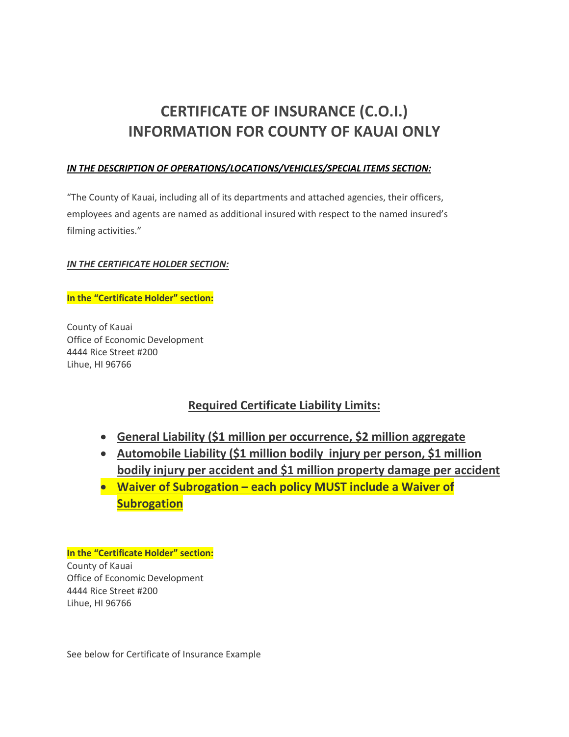# CERTIFICATE OF INSURANCE (C.O.I.)
# INFORMATION FOR COUNTY OF KAUAI ONLY

***IN THE DESCRIPTION OF OPERATIONS/LOCATIONS/VEHICLES/SPECIAL ITEMS SECTION:***

"The County of Kauai, including all of its departments and attached agencies, their officers, employees and agents are named as additional insured with respect to the named insured's filming activities."

***IN THE CERTIFICATE HOLDER SECTION:***

**In the "Certificate Holder" section:**

County of Kauai
Office of Economic Development
4444 Rice Street #200
Lihue, HI 96766

## Required Certificate Liability Limits:

- **General Liability ($1 million per occurrence, $2 million aggregate**
- **Automobile Liability ($1 million bodily injury per person, $1 million bodily injury per accident and $1 million property damage per accident**
- **Waiver of Subrogation – each policy MUST include a Waiver of Subrogation**

**In the "Certificate Holder" section:**
County of Kauai
Office of Economic Development
4444 Rice Street #200
Lihue, HI 96766

See below for Certificate of Insurance Example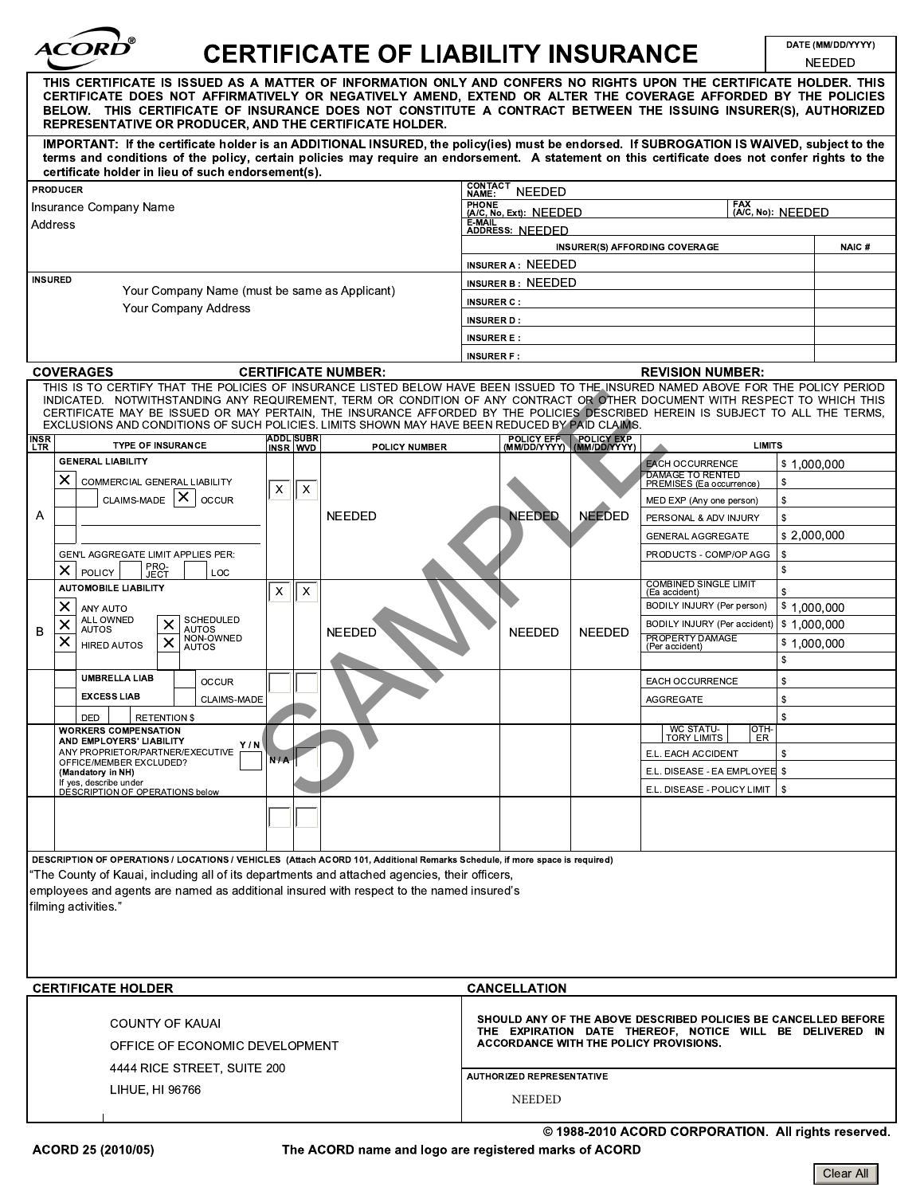# ACORD® CERTIFICATE OF LIABILITY INSURANCE

DATE (MM/DD/YYYY): NEEDED

**THIS CERTIFICATE IS ISSUED AS A MATTER OF INFORMATION ONLY AND CONFERS NO RIGHTS UPON THE CERTIFICATE HOLDER. THIS CERTIFICATE DOES NOT AFFIRMATIVELY OR NEGATIVELY AMEND, EXTEND OR ALTER THE COVERAGE AFFORDED BY THE POLICIES BELOW. THIS CERTIFICATE OF INSURANCE DOES NOT CONSTITUTE A CONTRACT BETWEEN THE ISSUING INSURER(S), AUTHORIZED REPRESENTATIVE OR PRODUCER, AND THE CERTIFICATE HOLDER.**

**IMPORTANT: If the certificate holder is an ADDITIONAL INSURED, the policy(ies) must be endorsed. If SUBROGATION IS WAIVED, subject to the terms and conditions of the policy, certain policies may require an endorsement. A statement on this certificate does not confer rights to the certificate holder in lieu of such endorsement(s).**

| | |
|---|---|
| **PRODUCER**<br>Insurance Company Name<br>Address | CONTACT NAME: NEEDED<br>PHONE (A/C, No, Ext): NEEDED — FAX (A/C, No): NEEDED<br>E-MAIL ADDRESS: NEEDED |
| | **INSURER(S) AFFORDING COVERAGE** — **NAIC #** |
| | INSURER A : NEEDED |
| **INSURED**<br>Your Company Name (must be same as Applicant)<br>Your Company Address | INSURER B : NEEDED |
| | INSURER C : |
| | INSURER D : |
| | INSURER E : |
| | INSURER F : |

**COVERAGES** — **CERTIFICATE NUMBER:** — **REVISION NUMBER:**

THIS IS TO CERTIFY THAT THE POLICIES OF INSURANCE LISTED BELOW HAVE BEEN ISSUED TO THE INSURED NAMED ABOVE FOR THE POLICY PERIOD INDICATED. NOTWITHSTANDING ANY REQUIREMENT, TERM OR CONDITION OF ANY CONTRACT OR OTHER DOCUMENT WITH RESPECT TO WHICH THIS CERTIFICATE MAY BE ISSUED OR MAY PERTAIN, THE INSURANCE AFFORDED BY THE POLICIES DESCRIBED HEREIN IS SUBJECT TO ALL THE TERMS, EXCLUSIONS AND CONDITIONS OF SUCH POLICIES. LIMITS SHOWN MAY HAVE BEEN REDUCED BY PAID CLAIMS.

| INSR LTR | TYPE OF INSURANCE | ADDL INSR | SUBR WVD | POLICY NUMBER | POLICY EFF (MM/DD/YYYY) | POLICY EXP (MM/DD/YYYY) | LIMITS | |
|---|---|---|---|---|---|---|---|---|
| A | **GENERAL LIABILITY**<br>X COMMERCIAL GENERAL LIABILITY<br>☐ CLAIMS-MADE X OCCUR<br>GEN'L AGGREGATE LIMIT APPLIES PER:<br>X POLICY ☐ PRO-JECT ☐ LOC | X | X | NEEDED | NEEDED | NEEDED | EACH OCCURRENCE | $ 1,000,000 |
| | | | | | | | DAMAGE TO RENTED PREMISES (Ea occurrence) | $ |
| | | | | | | | MED EXP (Any one person) | $ |
| | | | | | | | PERSONAL & ADV INJURY | $ |
| | | | | | | | GENERAL AGGREGATE | $ 2,000,000 |
| | | | | | | | PRODUCTS - COMP/OP AGG | $ |
| | | | | | | | | $ |
| B | **AUTOMOBILE LIABILITY**<br>X ANY AUTO<br>X ALL OWNED AUTOS X SCHEDULED AUTOS<br>X HIRED AUTOS X NON-OWNED AUTOS | X | X | NEEDED | NEEDED | NEEDED | COMBINED SINGLE LIMIT (Ea accident) | $ |
| | | | | | | | BODILY INJURY (Per person) | $ 1,000,000 |
| | | | | | | | BODILY INJURY (Per accident) | $ 1,000,000 |
| | | | | | | | PROPERTY DAMAGE (Per accident) | $ 1,000,000 |
| | | | | | | | | $ |
| | **UMBRELLA LIAB** ☐ OCCUR<br>**EXCESS LIAB** ☐ CLAIMS-MADE<br>DED RETENTION $ | | | | | | EACH OCCURRENCE | $ |
| | | | | | | | AGGREGATE | $ |
| | | | | | | | | $ |
| | **WORKERS COMPENSATION AND EMPLOYERS' LIABILITY** Y / N<br>ANY PROPRIETOR/PARTNER/EXECUTIVE OFFICER/MEMBER EXCLUDED? (Mandatory in NH)<br>If yes, describe under DESCRIPTION OF OPERATIONS below | N / A | | | | | WC STATU-TORY LIMITS / OTH-ER | |
| | | | | | | | E.L. EACH ACCIDENT | $ |
| | | | | | | | E.L. DISEASE - EA EMPLOYEE | $ |
| | | | | | | | E.L. DISEASE - POLICY LIMIT | $ |
| | | | | | | | | |

**DESCRIPTION OF OPERATIONS / LOCATIONS / VEHICLES** (Attach ACORD 101, Additional Remarks Schedule, if more space is required)

"The County of Kauai, including all of its departments and attached agencies, their officers, employees and agents are named as additional insured with respect to the named insured's filming activities."

| CERTIFICATE HOLDER | CANCELLATION |
|---|---|
| COUNTY OF KAUAI<br>OFFICE OF ECONOMIC DEVELOPMENT<br>4444 RICE STREET, SUITE 200<br>LIHUE, HI 96766 | **SHOULD ANY OF THE ABOVE DESCRIBED POLICIES BE CANCELLED BEFORE THE EXPIRATION DATE THEREOF, NOTICE WILL BE DELIVERED IN ACCORDANCE WITH THE POLICY PROVISIONS.**<br><br>AUTHORIZED REPRESENTATIVE<br>NEEDED |

SAMPLE

© 1988-2010 ACORD CORPORATION. All rights reserved.

ACORD 25 (2010/05) — The ACORD name and logo are registered marks of ACORD

Clear All